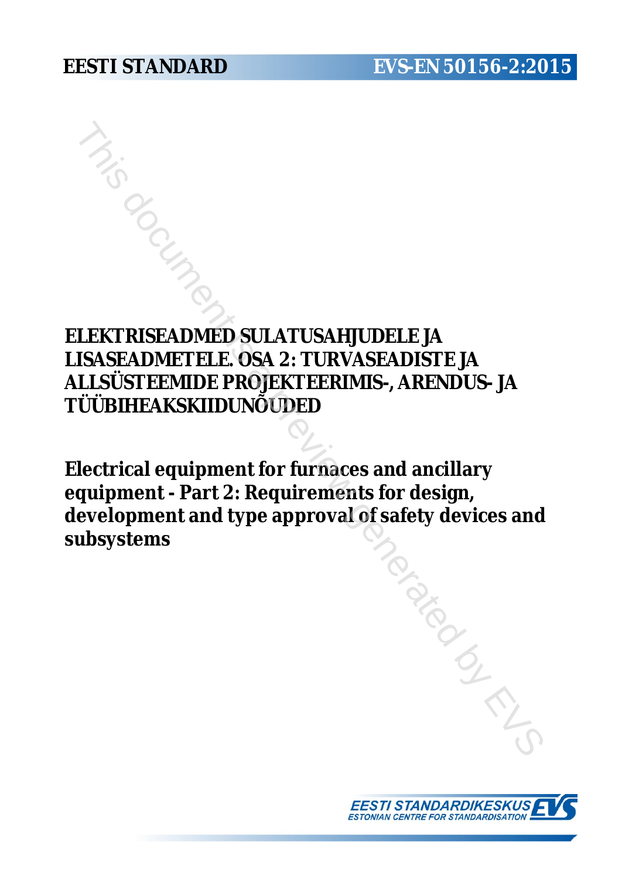**EESTI STANDARD** **EVS-EN 50156-2:2015**

# ELEKTRISEADMED SULATUSAHJUDELE JA LISASEADMETELE. OSA 2: TURVASEADISTE JA ALLSÜSTEEMIDE PROJEKTEERIMIS-, ARENDUS- JA TÜÜBIHEAKSKIIDUNÕUDED

# Electrical equipment for furnaces and ancillary equipment - Part 2: Requirements for design, development and type approval of safety devices and subsystems

EESTI STANDARDIKESKUS
ESTONIAN CENTRE FOR STANDARDISATION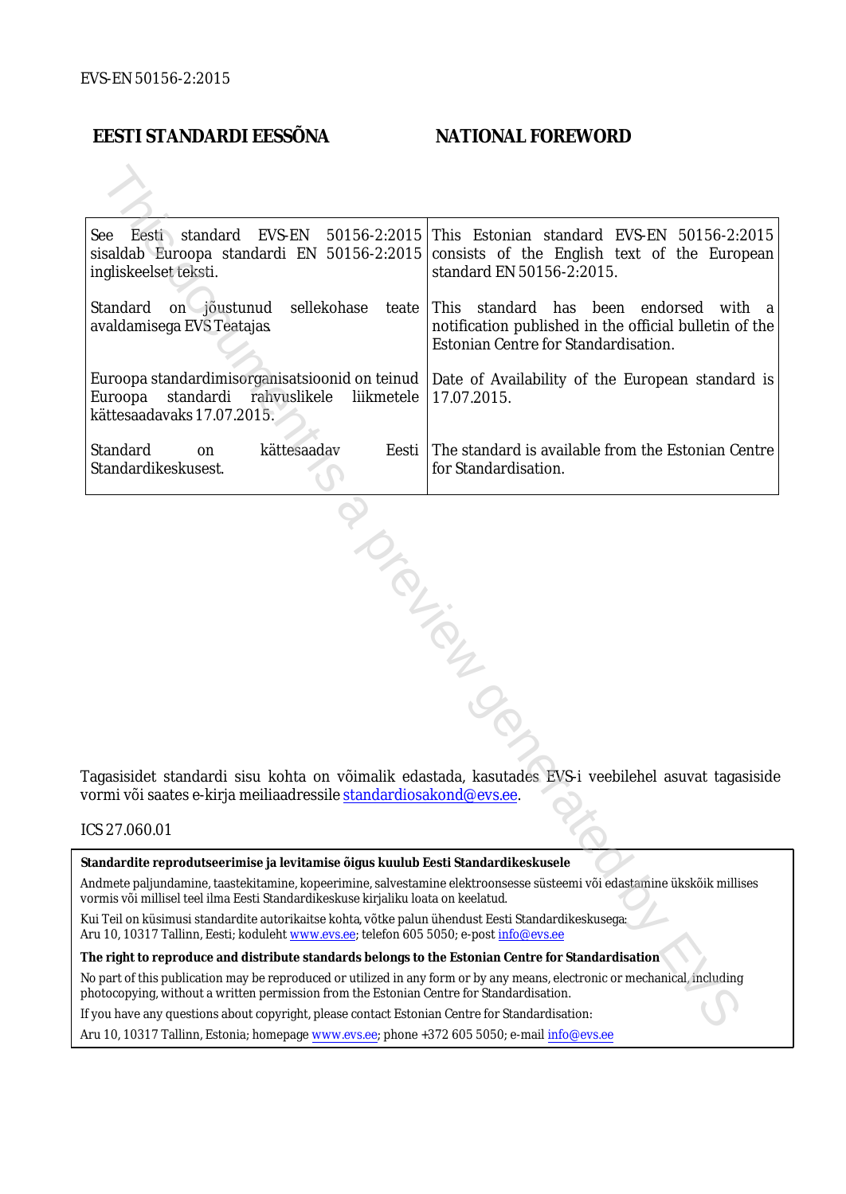## EESTI STANDARDI EESSÕNA

## NATIONAL FOREWORD

| | |
|---|---|
| See Eesti standard EVS-EN 50156-2:2015 sisaldab Euroopa standardi EN 50156-2:2015 ingliskeelset teksti. | This Estonian standard EVS-EN 50156-2:2015 consists of the English text of the European standard EN 50156-2:2015. |
| Standard on jõustunud sellekohase teate avaldamisega EVS Teatajas. | This standard has been endorsed with a notification published in the official bulletin of the Estonian Centre for Standardisation. |
| Euroopa standardimisorganisatsioonid on teinud Euroopa standardi rahvuslikele liikmetele kättesaadavaks 17.07.2015. | Date of Availability of the European standard is 17.07.2015. |
| Standard on kättesaadav Eesti Standardikeskusest. | The standard is available from the Estonian Centre for Standardisation. |

Tagasisidet standardi sisu kohta on võimalik edastada, kasutades EVS-i veebilehel asuvat tagasiside vormi või saates e-kirja meiliaadressile standardiosakond@evs.ee.

ICS 27.060.01

**Standardite reprodutseerimise ja levitamise õigus kuulub Eesti Standardikeskusele**

Andmete paljundamine, taastekitamine, kopeerimine, salvestamine elektroonsesse süsteemi või edastamine ükskõik millises vormis või millisel teel ilma Eesti Standardikeskuse kirjaliku loata on keelatud.

Kui Teil on küsimusi standardite autorikaitse kohta, võtke palun ühendust Eesti Standardikeskusega:
Aru 10, 10317 Tallinn, Eesti; koduleht www.evs.ee; telefon 605 5050; e-post info@evs.ee

**The right to reproduce and distribute standards belongs to the Estonian Centre for Standardisation**

No part of this publication may be reproduced or utilized in any form or by any means, electronic or mechanical, including photocopying, without a written permission from the Estonian Centre for Standardisation.

If you have any questions about copyright, please contact Estonian Centre for Standardisation:

Aru 10, 10317 Tallinn, Estonia; homepage www.evs.ee; phone +372 605 5050; e-mail info@evs.ee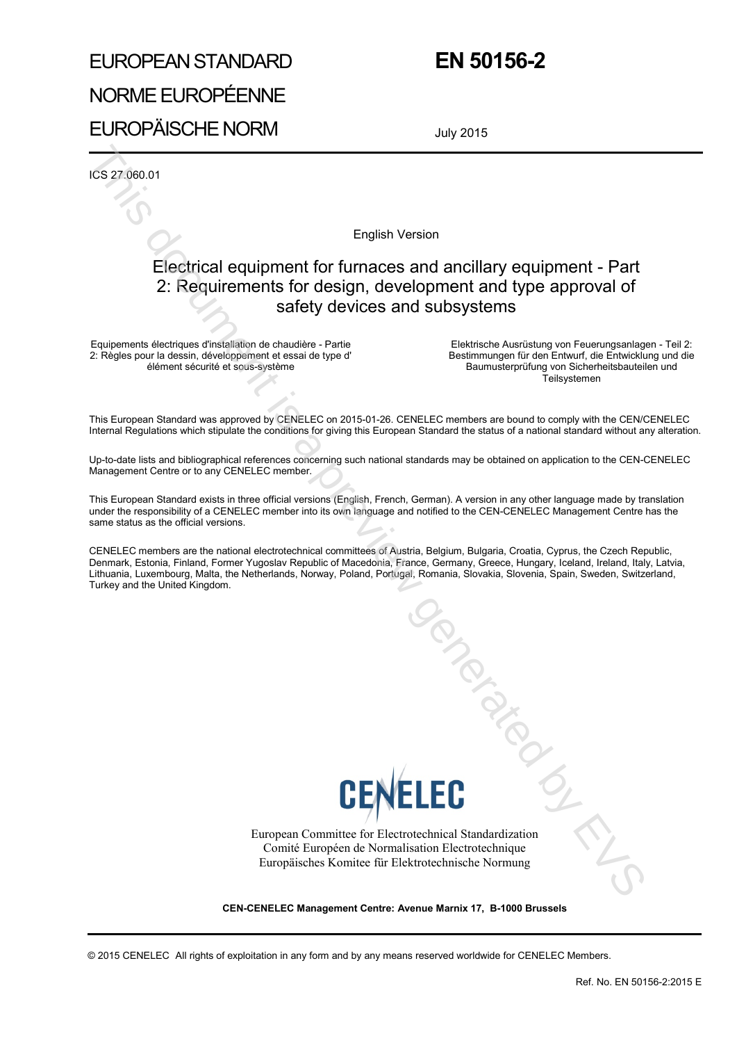# EUROPEAN STANDARD
# NORME EUROPÉENNE
# EUROPÄISCHE NORM

# EN 50156-2

July 2015

ICS 27.060.01

English Version

## Electrical equipment for furnaces and ancillary equipment - Part 2: Requirements for design, development and type approval of safety devices and subsystems

Equipements éléctriques d'installation de chaudière - Partie 2: Règles pour la dessin, développement et essai de type d' élément sécurité et sous-système

Elektrische Ausrüstung von Feuerungsanlagen - Teil 2: Bestimmungen für den Entwurf, die Entwicklung und die Baumusterprüfung von Sicherheitsbauteilen und Teilsystemen

This European Standard was approved by CENELEC on 2015-01-26. CENELEC members are bound to comply with the CEN/CENELEC Internal Regulations which stipulate the conditions for giving this European Standard the status of a national standard without any alteration.

Up-to-date lists and bibliographical references concerning such national standards may be obtained on application to the CEN-CENELEC Management Centre or to any CENELEC member.

This European Standard exists in three official versions (English, French, German). A version in any other language made by translation under the responsibility of a CENELEC member into its own language and notified to the CEN-CENELEC Management Centre has the same status as the official versions.

CENELEC members are the national electrotechnical committees of Austria, Belgium, Bulgaria, Croatia, Cyprus, the Czech Republic, Denmark, Estonia, Finland, Former Yugoslav Republic of Macedonia, France, Germany, Greece, Hungary, Iceland, Ireland, Italy, Latvia, Lithuania, Luxembourg, Malta, the Netherlands, Norway, Poland, Portugal, Romania, Slovakia, Slovenia, Spain, Sweden, Switzerland, Turkey and the United Kingdom.

CENELEC

European Committee for Electrotechnical Standardization
Comité Européen de Normalisation Electrotechnique
Europäisches Komitee für Elektrotechnische Normung

**CEN-CENELEC Management Centre: Avenue Marnix 17, B-1000 Brussels**

© 2015 CENELEC All rights of exploitation in any form and by any means reserved worldwide for CENELEC Members.

Ref. No. EN 50156-2:2015 E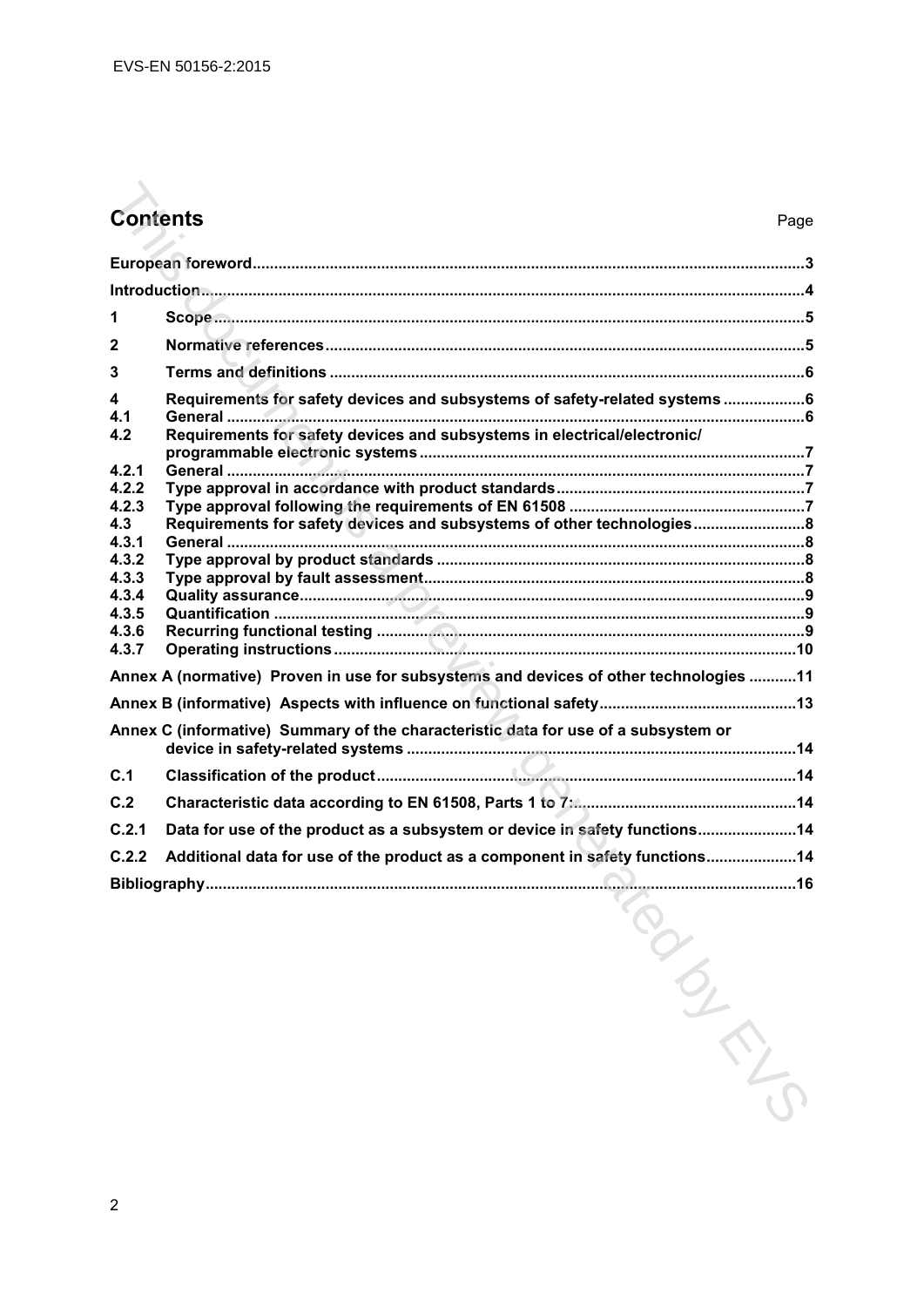# Contents

Page

European foreword ... 3

Introduction ... 4

1 Scope ... 5

2 Normative references ... 5

3 Terms and definitions ... 6

4 Requirements for safety devices and subsystems of safety-related systems ... 6

4.1 General ... 6

4.2 Requirements for safety devices and subsystems in electrical/electronic/programmable electronic systems ... 7

4.2.1 General ... 7

4.2.2 Type approval in accordance with product standards ... 7

4.2.3 Type approval following the requirements of EN 61508 ... 7

4.3 Requirements for safety devices and subsystems of other technologies ... 8

4.3.1 General ... 8

4.3.2 Type approval by product standards ... 8

4.3.3 Type approval by fault assessment ... 8

4.3.4 Quality assurance ... 9

4.3.5 Quantification ... 9

4.3.6 Recurring functional testing ... 9

4.3.7 Operating instructions ... 10

Annex A (normative) Proven in use for subsystems and devices of other technologies ... 11

Annex B (informative) Aspects with influence on functional safety ... 13

Annex C (informative) Summary of the characteristic data for use of a subsystem or device in safety-related systems ... 14

C.1 Classification of the product ... 14

C.2 Characteristic data according to EN 61508, Parts 1 to 7: ... 14

C.2.1 Data for use of the product as a subsystem or device in safety functions ... 14

C.2.2 Additional data for use of the product as a component in safety functions ... 14

Bibliography ... 16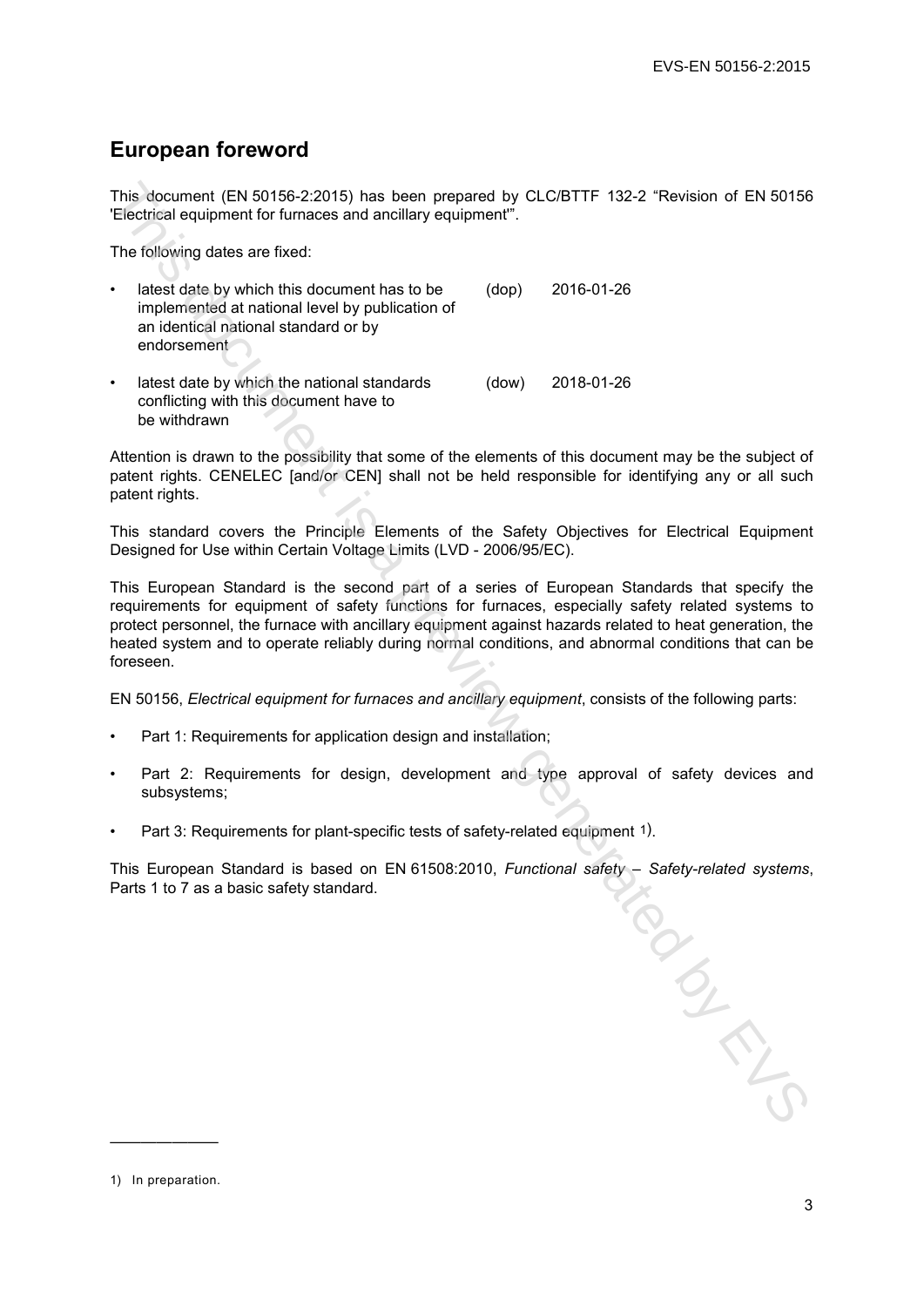## European foreword

This document (EN 50156-2:2015) has been prepared by CLC/BTTF 132-2 "Revision of EN 50156 'Electrical equipment for furnaces and ancillary equipment'".

The following dates are fixed:

- latest date by which this document has to be implemented at national level by publication of an identical national standard or by endorsement (dop) 2016-01-26
- latest date by which the national standards conflicting with this document have to be withdrawn (dow) 2018-01-26

Attention is drawn to the possibility that some of the elements of this document may be the subject of patent rights. CENELEC [and/or CEN] shall not be held responsible for identifying any or all such patent rights.

This standard covers the Principle Elements of the Safety Objectives for Electrical Equipment Designed for Use within Certain Voltage Limits (LVD - 2006/95/EC).

This European Standard is the second part of a series of European Standards that specify the requirements for equipment of safety functions for furnaces, especially safety related systems to protect personnel, the furnace with ancillary equipment against hazards related to heat generation, the heated system and to operate reliably during normal conditions, and abnormal conditions that can be foreseen.

EN 50156, *Electrical equipment for furnaces and ancillary equipment*, consists of the following parts:

- Part 1: Requirements for application design and installation;
- Part 2: Requirements for design, development and type approval of safety devices and subsystems;
- Part 3: Requirements for plant-specific tests of safety-related equipment [1]).

This European Standard is based on EN 61508:2010, *Functional safety – Safety-related systems*, Parts 1 to 7 as a basic safety standard.

---

1) In preparation.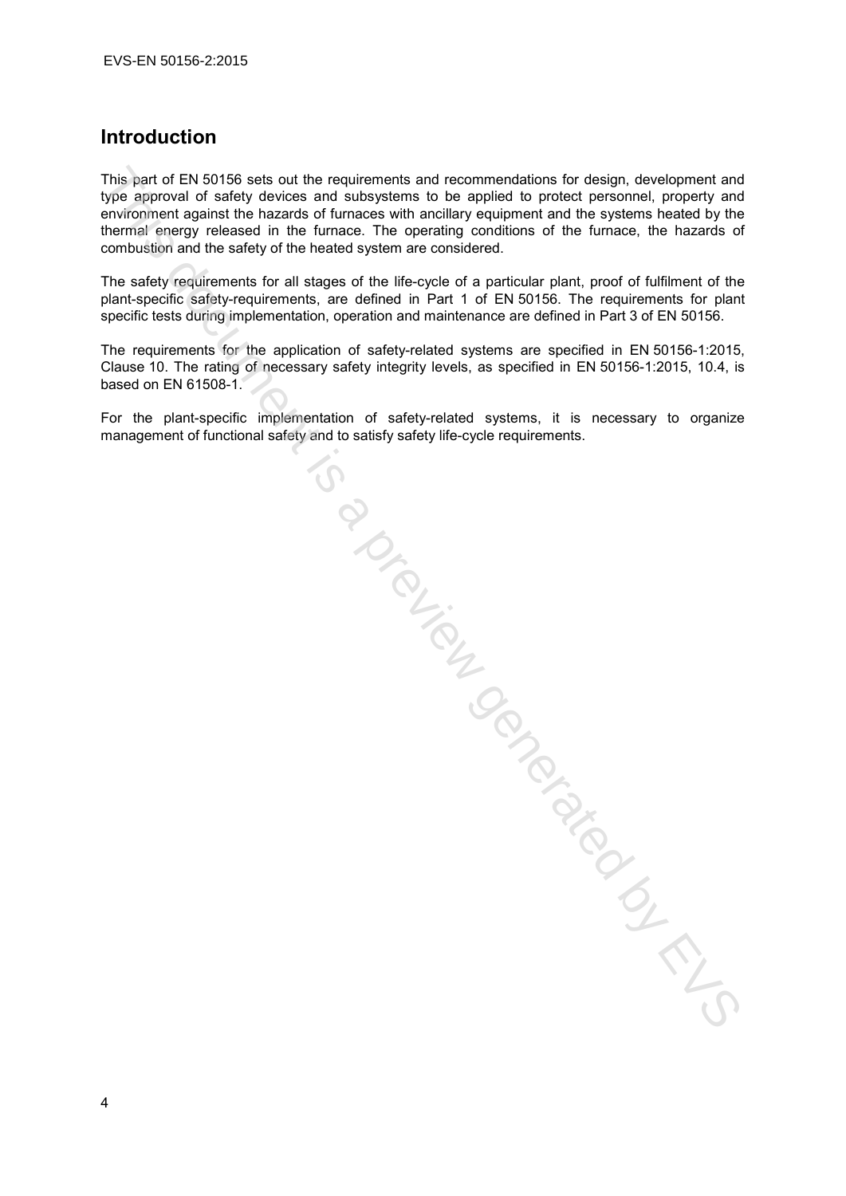## Introduction

This part of EN 50156 sets out the requirements and recommendations for design, development and type approval of safety devices and subsystems to be applied to protect personnel, property and environment against the hazards of furnaces with ancillary equipment and the systems heated by the thermal energy released in the furnace. The operating conditions of the furnace, the hazards of combustion and the safety of the heated system are considered.

The safety requirements for all stages of the life-cycle of a particular plant, proof of fulfilment of the plant-specific safety-requirements, are defined in Part 1 of EN 50156. The requirements for plant specific tests during implementation, operation and maintenance are defined in Part 3 of EN 50156.

The requirements for the application of safety-related systems are specified in EN 50156-1:2015, Clause 10. The rating of necessary safety integrity levels, as specified in EN 50156-1:2015, 10.4, is based on EN 61508-1.

For the plant-specific implementation of safety-related systems, it is necessary to organize management of functional safety and to satisfy safety life-cycle requirements.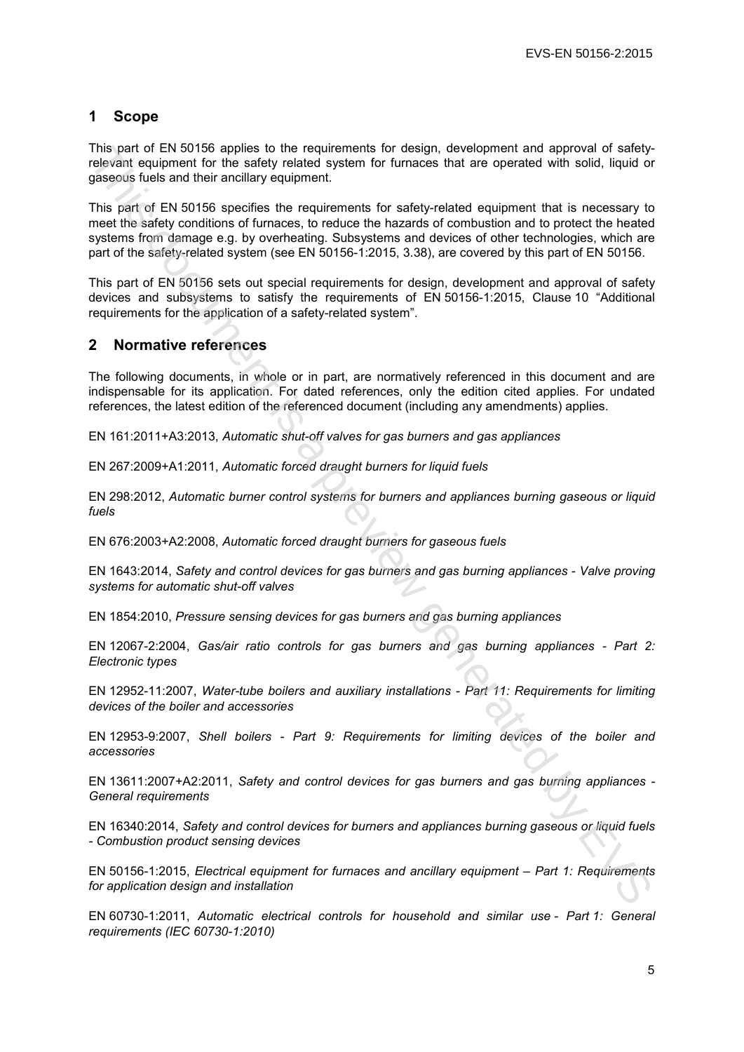## 1 Scope

This part of EN 50156 applies to the requirements for design, development and approval of safety-relevant equipment for the safety related system for furnaces that are operated with solid, liquid or gaseous fuels and their ancillary equipment.

This part of EN 50156 specifies the requirements for safety-related equipment that is necessary to meet the safety conditions of furnaces, to reduce the hazards of combustion and to protect the heated systems from damage e.g. by overheating. Subsystems and devices of other technologies, which are part of the safety-related system (see EN 50156-1:2015, 3.38), are covered by this part of EN 50156.

This part of EN 50156 sets out special requirements for design, development and approval of safety devices and subsystems to satisfy the requirements of EN 50156-1:2015, Clause 10 "Additional requirements for the application of a safety-related system".

## 2 Normative references

The following documents, in whole or in part, are normatively referenced in this document and are indispensable for its application. For dated references, only the edition cited applies. For undated references, the latest edition of the referenced document (including any amendments) applies.

EN 161:2011+A3:2013, *Automatic shut-off valves for gas burners and gas appliances*

EN 267:2009+A1:2011, *Automatic forced draught burners for liquid fuels*

EN 298:2012, *Automatic burner control systems for burners and appliances burning gaseous or liquid fuels*

EN 676:2003+A2:2008, *Automatic forced draught burners for gaseous fuels*

EN 1643:2014, *Safety and control devices for gas burners and gas burning appliances - Valve proving systems for automatic shut-off valves*

EN 1854:2010, *Pressure sensing devices for gas burners and gas burning appliances*

EN 12067-2:2004, *Gas/air ratio controls for gas burners and gas burning appliances - Part 2: Electronic types*

EN 12952-11:2007, *Water-tube boilers and auxiliary installations - Part 11: Requirements for limiting devices of the boiler and accessories*

EN 12953-9:2007, *Shell boilers - Part 9: Requirements for limiting devices of the boiler and accessories*

EN 13611:2007+A2:2011, *Safety and control devices for gas burners and gas burning appliances - General requirements*

EN 16340:2014, *Safety and control devices for burners and appliances burning gaseous or liquid fuels - Combustion product sensing devices*

EN 50156-1:2015, *Electrical equipment for furnaces and ancillary equipment – Part 1: Requirements for application design and installation*

EN 60730-1:2011, *Automatic electrical controls for household and similar use - Part 1: General requirements (IEC 60730-1:2010)*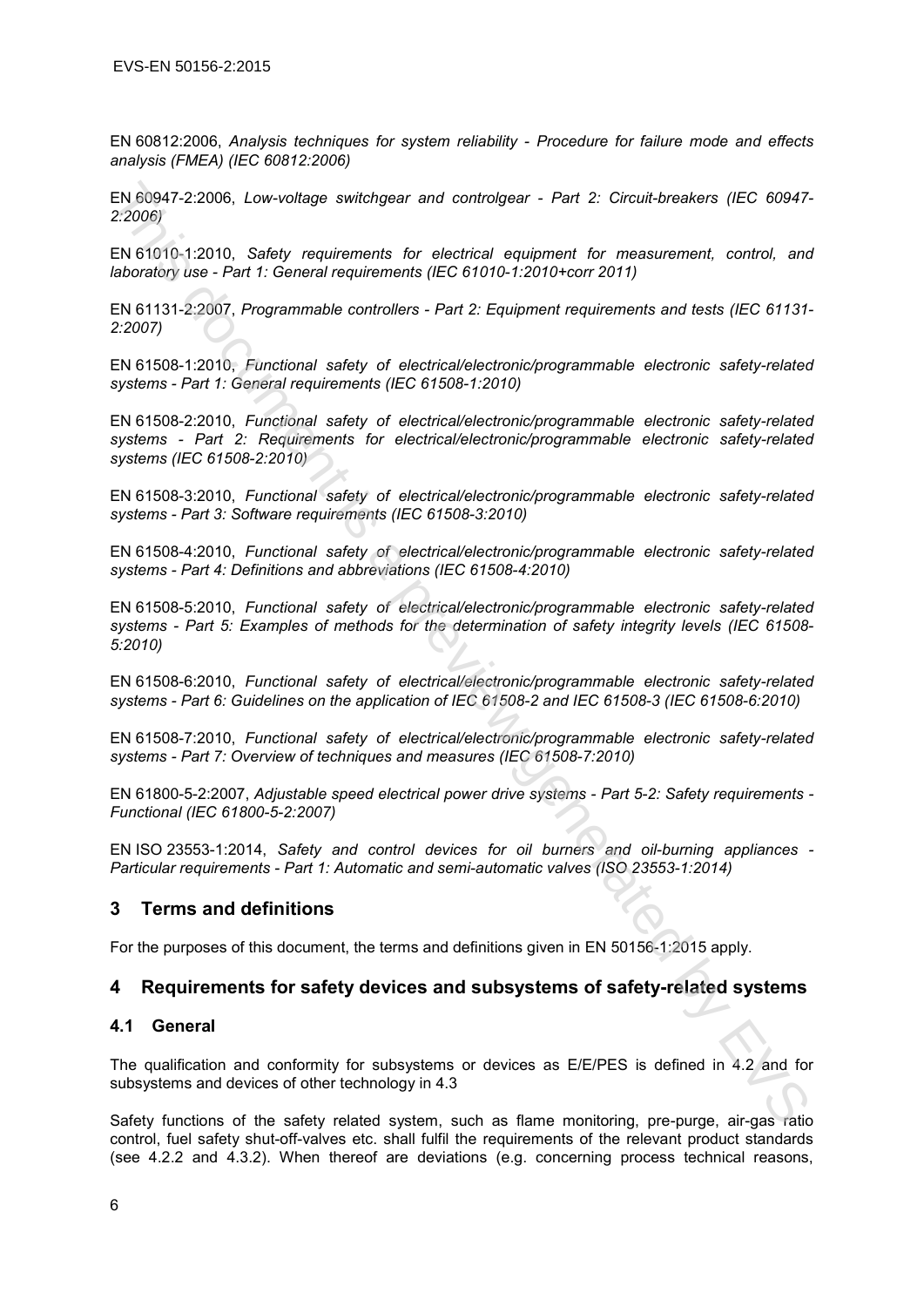EN 60812:2006, *Analysis techniques for system reliability - Procedure for failure mode and effects analysis (FMEA) (IEC 60812:2006)*

EN 60947-2:2006, *Low-voltage switchgear and controlgear - Part 2: Circuit-breakers (IEC 60947-2:2006)*

EN 61010-1:2010, *Safety requirements for electrical equipment for measurement, control, and laboratory use - Part 1: General requirements (IEC 61010-1:2010+corr 2011)*

EN 61131-2:2007, *Programmable controllers - Part 2: Equipment requirements and tests (IEC 61131-2:2007)*

EN 61508-1:2010, *Functional safety of electrical/electronic/programmable electronic safety-related systems - Part 1: General requirements (IEC 61508-1:2010)*

EN 61508-2:2010, *Functional safety of electrical/electronic/programmable electronic safety-related systems - Part 2: Requirements for electrical/electronic/programmable electronic safety-related systems (IEC 61508-2:2010)*

EN 61508-3:2010, *Functional safety of electrical/electronic/programmable electronic safety-related systems - Part 3: Software requirements (IEC 61508-3:2010)*

EN 61508-4:2010, *Functional safety of electrical/electronic/programmable electronic safety-related systems - Part 4: Definitions and abbreviations (IEC 61508-4:2010)*

EN 61508-5:2010, *Functional safety of electrical/electronic/programmable electronic safety-related systems - Part 5: Examples of methods for the determination of safety integrity levels (IEC 61508-5:2010)*

EN 61508-6:2010, *Functional safety of electrical/electronic/programmable electronic safety-related systems - Part 6: Guidelines on the application of IEC 61508-2 and IEC 61508-3 (IEC 61508-6:2010)*

EN 61508-7:2010, *Functional safety of electrical/electronic/programmable electronic safety-related systems - Part 7: Overview of techniques and measures (IEC 61508-7:2010)*

EN 61800-5-2:2007, *Adjustable speed electrical power drive systems - Part 5-2: Safety requirements - Functional (IEC 61800-5-2:2007)*

EN ISO 23553-1:2014, *Safety and control devices for oil burners and oil-burning appliances - Particular requirements - Part 1: Automatic and semi-automatic valves (ISO 23553-1:2014)*

## 3 Terms and definitions

For the purposes of this document, the terms and definitions given in EN 50156-1:2015 apply.

## 4 Requirements for safety devices and subsystems of safety-related systems

### 4.1 General

The qualification and conformity for subsystems or devices as E/E/PES is defined in 4.2 and for subsystems and devices of other technology in 4.3

Safety functions of the safety related system, such as flame monitoring, pre-purge, air-gas ratio control, fuel safety shut-off-valves etc. shall fulfil the requirements of the relevant product standards (see 4.2.2 and 4.3.2). When thereof are deviations (e.g. concerning process technical reasons,